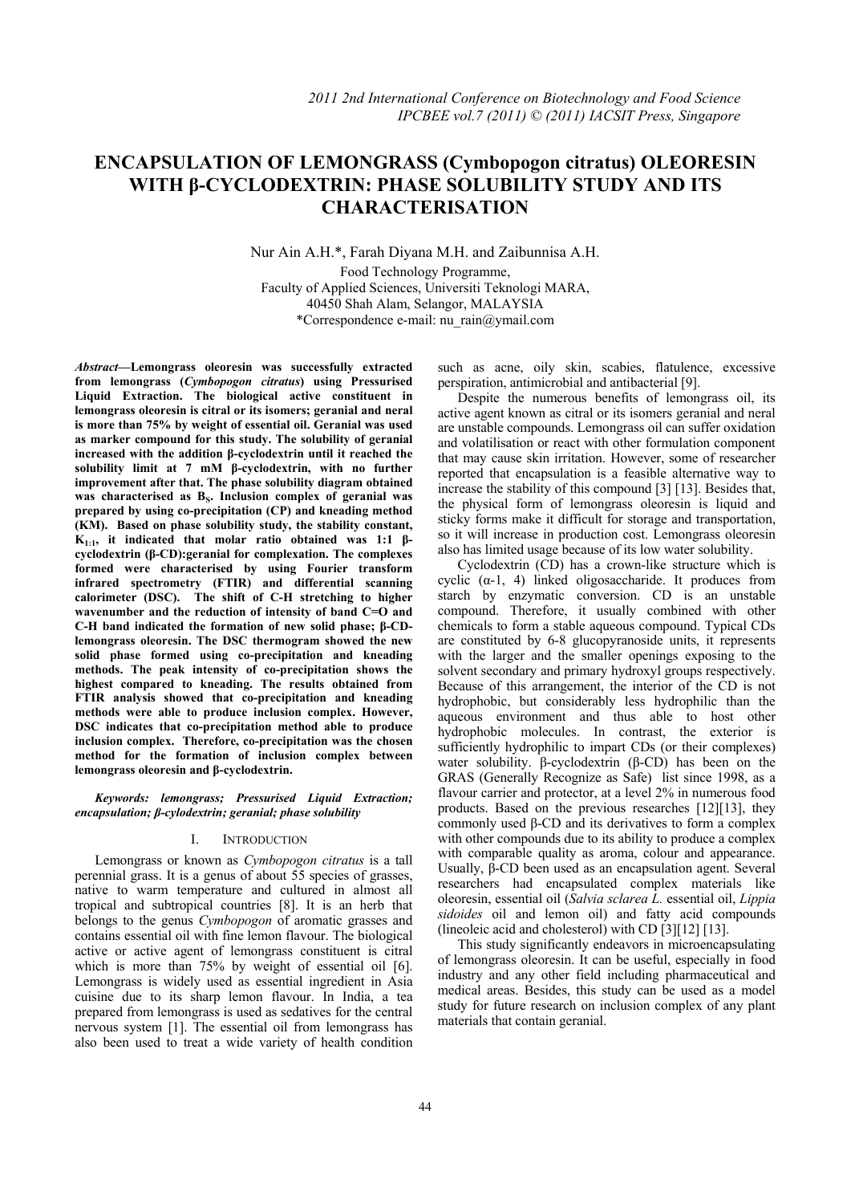# ENCAPSULATION OF LEMONGRASS (Cymbopogon citratus) OLEORESIN WITH β-CYCLODEXTRIN: PHASE SOLUBILITY STUDY AND ITS CHARACTERISATION

Nur Ain A.H.*, Farah Diyana M.H. and Zaibunnisa A.H.

Food Technology Programme,
Faculty of Applied Sciences, Universiti Teknologi MARA,
40450 Shah Alam, Selangor, MALAYSIA
*Correspondence e-mail: nu_rain@ymail.com

***Abstract*—Lemongrass oleoresin was successfully extracted from lemongrass (*Cymbopogon citratus*) using Pressurised Liquid Extraction. The biological active constituent in lemongrass oleoresin is citral or its isomers; geranial and neral is more than 75% by weight of essential oil. Geranial was used as marker compound for this study. The solubility of geranial increased with the addition β-cyclodextrin until it reached the solubility limit at 7 mM β-cyclodextrin, with no further improvement after that. The phase solubility diagram obtained was characterised as $B_S$. Inclusion complex of geranial was prepared by using co-precipitation (CP) and kneading method (KM). Based on phase solubility study, the stability constant, $K_{1:1}$, it indicated that molar ratio obtained was 1:1 β-cyclodextrin (β-CD):geranial for complexation. The complexes formed were characterised by using Fourier transform infrared spectrometry (FTIR) and differential scanning calorimeter (DSC). The shift of C-H stretching to higher wavenumber and the reduction of intensity of band C=O and C-H band indicated the formation of new solid phase; β-CD-lemongrass oleoresin. The DSC thermogram showed the new solid phase formed using co-precipitation and kneading methods. The peak intensity of co-precipitation shows the highest compared to kneading. The results obtained from FTIR analysis showed that co-precipitation and kneading methods were able to produce inclusion complex. However, DSC indicates that co-precipitation method able to produce inclusion complex. Therefore, co-precipitation was the chosen method for the formation of inclusion complex between lemongrass oleoresin and β-cyclodextrin.**

***Keywords: lemongrass; Pressurised Liquid Extraction; encapsulation; β-cylodextrin; geranial; phase solubility***

## I. INTRODUCTION

Lemongrass or known as *Cymbopogon citratus* is a tall perennial grass. It is a genus of about 55 species of grasses, native to warm temperature and cultured in almost all tropical and subtropical countries [8]. It is an herb that belongs to the genus *Cymbopogon* of aromatic grasses and contains essential oil with fine lemon flavour. The biological active or active agent of lemongrass constituent is citral which is more than 75% by weight of essential oil [6]. Lemongrass is widely used as essential ingredient in Asia cuisine due to its sharp lemon flavour. In India, a tea prepared from lemongrass is used as sedatives for the central nervous system [1]. The essential oil from lemongrass has also been used to treat a wide variety of health condition such as acne, oily skin, scabies, flatulence, excessive perspiration, antimicrobial and antibacterial [9].

Despite the numerous benefits of lemongrass oil, its active agent known as citral or its isomers geranial and neral are unstable compounds. Lemongrass oil can suffer oxidation and volatilisation or react with other formulation component that may cause skin irritation. However, some of researcher reported that encapsulation is a feasible alternative way to increase the stability of this compound [3] [13]. Besides that, the physical form of lemongrass oleoresin is liquid and sticky forms make it difficult for storage and transportation, so it will increase in production cost. Lemongrass oleoresin also has limited usage because of its low water solubility.

Cyclodextrin (CD) has a crown-like structure which is cyclic (α-1, 4) linked oligosaccharide. It produces from starch by enzymatic conversion. CD is an unstable compound. Therefore, it usually combined with other chemicals to form a stable aqueous compound. Typical CDs are constituted by 6-8 glucopyranoside units, it represents with the larger and the smaller openings exposing to the solvent secondary and primary hydroxyl groups respectively. Because of this arrangement, the interior of the CD is not hydrophobic, but considerably less hydrophilic than the aqueous environment and thus able to host other hydrophobic molecules. In contrast, the exterior is sufficiently hydrophilic to impart CDs (or their complexes) water solubility. β-cyclodextrin (β-CD) has been on the GRAS (Generally Recognize as Safe) list since 1998, as a flavour carrier and protector, at a level 2% in numerous food products. Based on the previous researches [12][13], they commonly used β-CD and its derivatives to form a complex with other compounds due to its ability to produce a complex with comparable quality as aroma, colour and appearance. Usually, β-CD been used as an encapsulation agent. Several researchers had encapsulated complex materials like oleoresin, essential oil (*Salvia sclarea L.* essential oil, *Lippia sidoides* oil and lemon oil) and fatty acid compounds (lineoleic acid and cholesterol) with CD [3][12] [13].

This study significantly endeavors in microencapsulating of lemongrass oleoresin. It can be useful, especially in food industry and any other field including pharmaceutical and medical areas. Besides, this study can be used as a model study for future research on inclusion complex of any plant materials that contain geranial.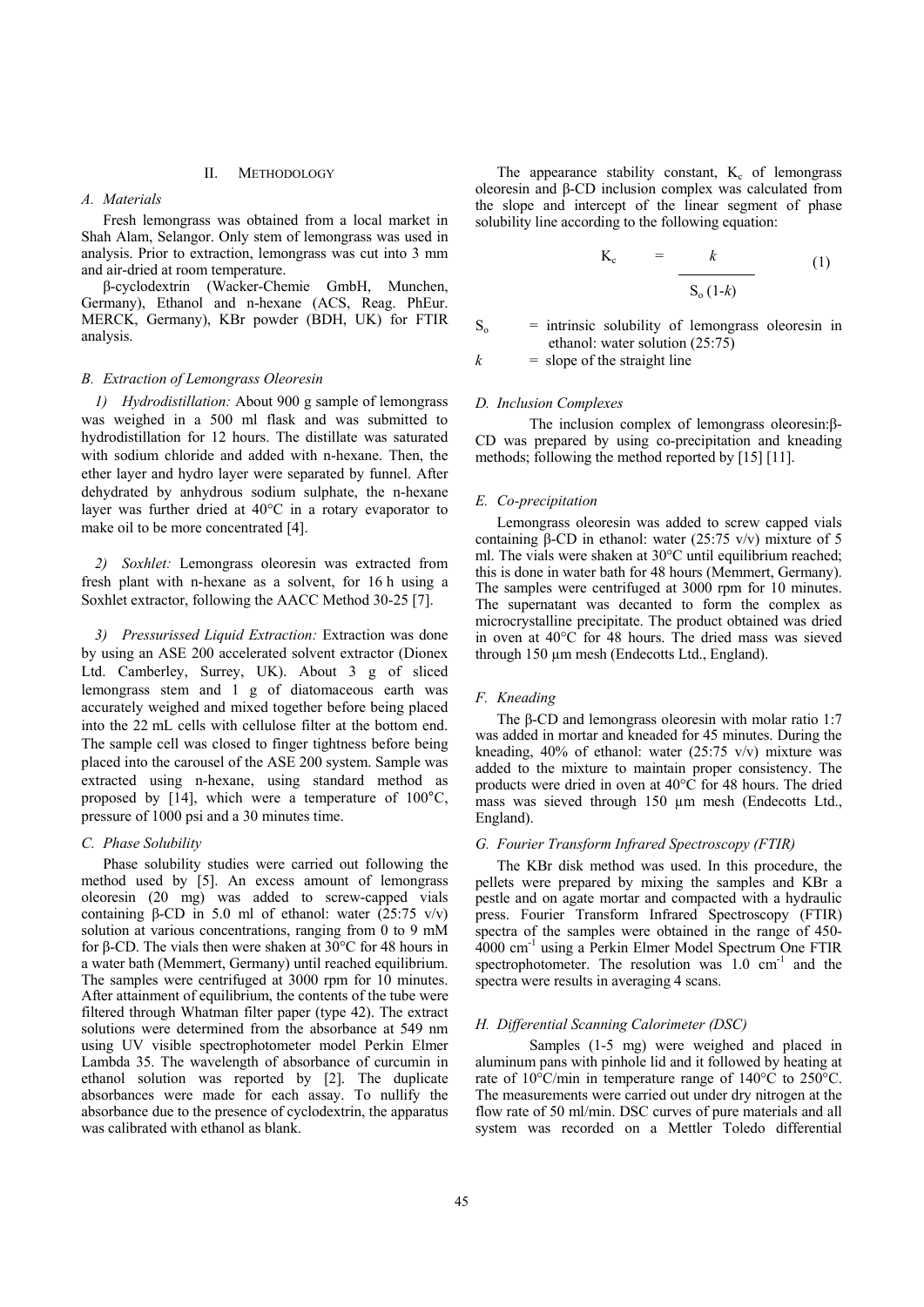## II. METHODOLOGY

### *A. Materials*

Fresh lemongrass was obtained from a local market in Shah Alam, Selangor. Only stem of lemongrass was used in analysis. Prior to extraction, lemongrass was cut into 3 mm and air-dried at room temperature.

β-cyclodextrin (Wacker-Chemie GmbH, Munchen, Germany), Ethanol and n-hexane (ACS, Reag. PhEur. MERCK, Germany), KBr powder (BDH, UK) for FTIR analysis.

### *B. Extraction of Lemongrass Oleoresin*

*1) Hydrodistillation:* About 900 g sample of lemongrass was weighed in a 500 ml flask and was submitted to hydrodistillation for 12 hours. The distillate was saturated with sodium chloride and added with n-hexane. Then, the ether layer and hydro layer were separated by funnel. After dehydrated by anhydrous sodium sulphate, the n-hexane layer was further dried at 40°C in a rotary evaporator to make oil to be more concentrated [4].

*2) Soxhlet:* Lemongrass oleoresin was extracted from fresh plant with n-hexane as a solvent, for 16 h using a Soxhlet extractor, following the AACC Method 30-25 [7].

*3) Pressurissed Liquid Extraction:* Extraction was done by using an ASE 200 accelerated solvent extractor (Dionex Ltd. Camberley, Surrey, UK). About 3 g of sliced lemongrass stem and 1 g of diatomaceous earth was accurately weighed and mixed together before being placed into the 22 mL cells with cellulose filter at the bottom end. The sample cell was closed to finger tightness before being placed into the carousel of the ASE 200 system. Sample was extracted using n-hexane, using standard method as proposed by [14], which were a temperature of 100°C, pressure of 1000 psi and a 30 minutes time.

### *C. Phase Solubility*

Phase solubility studies were carried out following the method used by [5]. An excess amount of lemongrass oleoresin (20 mg) was added to screw-capped vials containing β-CD in 5.0 ml of ethanol: water (25:75 v/v) solution at various concentrations, ranging from 0 to 9 mM for β-CD. The vials then were shaken at 30°C for 48 hours in a water bath (Memmert, Germany) until reached equilibrium. The samples were centrifuged at 3000 rpm for 10 minutes. After attainment of equilibrium, the contents of the tube were filtered through Whatman filter paper (type 42). The extract solutions were determined from the absorbance at 549 nm using UV visible spectrophotometer model Perkin Elmer Lambda 35. The wavelength of absorbance of curcumin in ethanol solution was reported by [2]. The duplicate absorbances were made for each assay. To nullify the absorbance due to the presence of cyclodextrin, the apparatus was calibrated with ethanol as blank.

The appearance stability constant, $K_c$ of lemongrass oleoresin and β-CD inclusion complex was calculated from the slope and intercept of the linear segment of phase solubility line according to the following equation:

$$K_c = \frac{k}{S_o(1-k)} \qquad (1)$$

$S_o$ = intrinsic solubility of lemongrass oleoresin in ethanol: water solution (25:75)

$k$ = slope of the straight line

### *D. Inclusion Complexes*

The inclusion complex of lemongrass oleoresin:β-CD was prepared by using co-precipitation and kneading methods; following the method reported by [15] [11].

### *E. Co-precipitation*

Lemongrass oleoresin was added to screw capped vials containing β-CD in ethanol: water (25:75 v/v) mixture of 5 ml. The vials were shaken at 30°C until equilibrium reached; this is done in water bath for 48 hours (Memmert, Germany). The samples were centrifuged at 3000 rpm for 10 minutes. The supernatant was decanted to form the complex as microcrystalline precipitate. The product obtained was dried in oven at 40°C for 48 hours. The dried mass was sieved through 150 μm mesh (Endecotts Ltd., England).

### *F. Kneading*

The β-CD and lemongrass oleoresin with molar ratio 1:7 was added in mortar and kneaded for 45 minutes. During the kneading, 40% of ethanol: water (25:75 v/v) mixture was added to the mixture to maintain proper consistency. The products were dried in oven at 40°C for 48 hours. The dried mass was sieved through 150 μm mesh (Endecotts Ltd., England).

### *G. Fourier Transform Infrared Spectroscopy (FTIR)*

The KBr disk method was used. In this procedure, the pellets were prepared by mixing the samples and KBr a pestle and on agate mortar and compacted with a hydraulic press. Fourier Transform Infrared Spectroscopy (FTIR) spectra of the samples were obtained in the range of 450-4000 $cm^{-1}$ using a Perkin Elmer Model Spectrum One FTIR spectrophotometer. The resolution was 1.0 $cm^{-1}$ and the spectra were results in averaging 4 scans.

### *H. Differential Scanning Calorimeter (DSC)*

Samples (1-5 mg) were weighed and placed in aluminum pans with pinhole lid and it followed by heating at rate of 10°C/min in temperature range of 140°C to 250°C. The measurements were carried out under dry nitrogen at the flow rate of 50 ml/min. DSC curves of pure materials and all system was recorded on a Mettler Toledo differential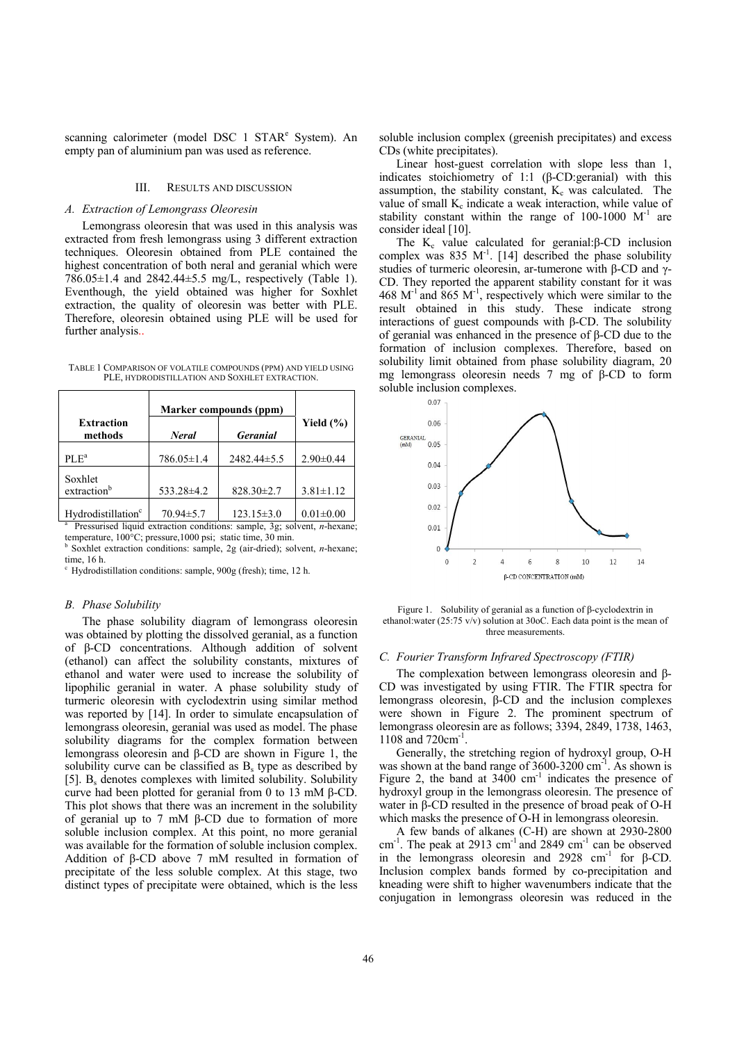scanning calorimeter (model DSC 1 STAR[e] System). An empty pan of aluminium pan was used as reference.

## III. Results and Discussion

### A. Extraction of Lemongrass Oleoresin

Lemongrass oleoresin that was used in this analysis was extracted from fresh lemongrass using 3 different extraction techniques. Oleoresin obtained from PLE contained the highest concentration of both neral and geranial which were 786.05±1.4 and 2842.44±5.5 mg/L, respectively (Table 1). Eventhough, the yield obtained was higher for Soxhlet extraction, the quality of oleoresin was better with PLE. Therefore, oleoresin obtained using PLE will be used for further analysis..

TABLE 1 COMPARISON OF VOLATILE COMPOUNDS (PPM) AND YIELD USING PLE, HYDRODISTILLATION AND SOXHLET EXTRACTION.

| Extraction methods | Marker compounds (ppm) | | Yield (%) |
|---|---|---|---|
| | *Neral* | *Geranial* | |
| PLE[a] | 786.05±1.4 | 2482.44±5.5 | 2.90±0.44 |
| Soxhlet extraction[b] | 533.28±4.2 | 828.30±2.7 | 3.81±1.12 |
| Hydrodistillation[c] | 70.94±5.7 | 123.15±3.0 | 0.01±0.00 |

[a] Pressurised liquid extraction conditions: sample, 3g; solvent, *n*-hexane; temperature, 100°C; pressure,1000 psi; static time, 30 min.

[b] Soxhlet extraction conditions: sample, 2g (air-dried); solvent, *n*-hexane; time, 16 h.

[c] Hydrodistillation conditions: sample, 900g (fresh); time, 12 h.

### B. Phase Solubility

The phase solubility diagram of lemongrass oleoresin was obtained by plotting the dissolved geranial, as a function of β-CD concentrations. Although addition of solvent (ethanol) can affect the solubility constants, mixtures of ethanol and water were used to increase the solubility of lipophilic geranial in water. A phase solubility study of turmeric oleoresin with cyclodextrin using similar method was reported by [14]. In order to simulate encapsulation of lemongrass oleoresin, geranial was used as model. The phase solubility diagrams for the complex formation between lemongrass oleoresin and β-CD are shown in Figure 1, the solubility curve can be classified as $B_s$ type as described by [5]. $B_s$ denotes complexes with limited solubility. Solubility curve had been plotted for geranial from 0 to 13 mM β-CD. This plot shows that there was an increment in the solubility of geranial up to 7 mM β-CD due to formation of more soluble inclusion complex. At this point, no more geranial was available for the formation of soluble inclusion complex. Addition of β-CD above 7 mM resulted in formation of precipitate of the less soluble complex. At this stage, two distinct types of precipitate were obtained, which is the less soluble inclusion complex (greenish precipitates) and excess CDs (white precipitates).

Linear host-guest correlation with slope less than 1, indicates stoichiometry of 1:1 (β-CD:geranial) with this assumption, the stability constant, $K_c$ was calculated. The value of small $K_c$ indicate a weak interaction, while value of stability constant within the range of 100-1000 $M^{-1}$ are consider ideal [10].

The $K_c$ value calculated for geranial:β-CD inclusion complex was 835 $M^{-1}$. [14] described the phase solubility studies of turmeric oleoresin, ar-tumerone with β-CD and γ-CD. They reported the apparent stability constant for it was 468 $M^{-1}$ and 865 $M^{-1}$, respectively which were similar to the result obtained in this study. These indicate strong interactions of guest compounds with β-CD. The solubility of geranial was enhanced in the presence of β-CD due to the formation of inclusion complexes. Therefore, based on solubility limit obtained from phase solubility diagram, 20 mg lemongrass oleoresin needs 7 mg of β-CD to form soluble inclusion complexes.

GERANIAL (mM)
0.07
0.06
0.05
0.04
0.03
0.02
0.01
0
0 2 4 6 8 10 12 14
β-CD CONCENTRATION (mM)

Figure 1. Solubility of geranial as a function of β-cyclodextrin in ethanol:water (25:75 v/v) solution at 30oC. Each data point is the mean of three measurements.

### C. Fourier Transform Infrared Spectroscopy (FTIR)

The complexation between lemongrass oleoresin and β-CD was investigated by using FTIR. The FTIR spectra for lemongrass oleoresin, β-CD and the inclusion complexes were shown in Figure 2. The prominent spectrum of lemongrass oleoresin are as follows; 3394, 2849, 1738, 1463, 1108 and 720cm$^{-1}$.

Generally, the stretching region of hydroxyl group, O-H was shown at the band range of 3600-3200 cm$^{-1}$. As shown is Figure 2, the band at 3400 cm$^{-1}$ indicates the presence of hydroxyl group in the lemongrass oleoresin. The presence of water in β-CD resulted in the presence of broad peak of O-H which masks the presence of O-H in lemongrass oleoresin.

A few bands of alkanes (C-H) are shown at 2930-2800 cm$^{-1}$. The peak at 2913 cm$^{-1}$ and 2849 cm$^{-1}$ can be observed in the lemongrass oleoresin and 2928 cm$^{-1}$ for β-CD. Inclusion complex bands formed by co-precipitation and kneading were shift to higher wavenumbers indicate that the conjugation in lemongrass oleoresin was reduced in the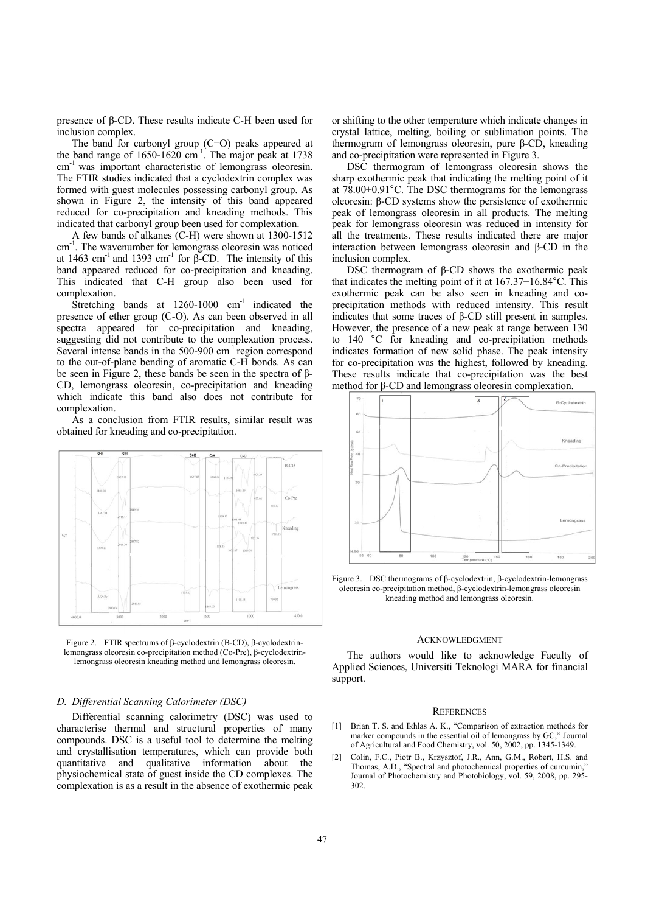presence of β-CD. These results indicate C-H been used for inclusion complex.

The band for carbonyl group (C=O) peaks appeared at the band range of 1650-1620 $cm^{-1}$. The major peak at 1738 $cm^{-1}$ was important characteristic of lemongrass oleoresin. The FTIR studies indicated that a cyclodextrin complex was formed with guest molecules possessing carbonyl group. As shown in Figure 2, the intensity of this band appeared reduced for co-precipitation and kneading methods. This indicated that carbonyl group been used for complexation.

A few bands of alkanes (C-H) were shown at 1300-1512 $cm^{-1}$. The wavenumber for lemongrass oleoresin was noticed at 1463 $cm^{-1}$ and 1393 $cm^{-1}$ for β-CD. The intensity of this band appeared reduced for co-precipitation and kneading. This indicated that C-H group also been used for complexation.

Stretching bands at 1260-1000 $cm^{-1}$ indicated the presence of ether group (C-O). As can been observed in all spectra appeared for co-precipitation and kneading, suggesting did not contribute to the complexation process. Several intense bands in the 500-900 $cm^{-1}$ region correspond to the out-of-plane bending of aromatic C-H bonds. As can be seen in Figure 2, these bands be seen in the spectra of β-CD, lemongrass oleoresin, co-precipitation and kneading which indicate this band also does not contribute for complexation.

As a conclusion from FTIR results, similar result was obtained for kneading and co-precipitation.

O-H
C-H
C=O
C-H
C-O
B-CD
Co-Pre
Kneading
Lemongrass
%T
4000.0
3000
2000
1500
1000
450.0
cm-1

Figure 2. FTIR spectrums of β-cyclodextrin (B-CD), β-cyclodextrin-lemongrass oleoresin co-precipitation method (Co-Pre), β-cyclodextrin-lemongrass oleoresin kneading method and lemongrass oleoresin.

### D. Differential Scanning Calorimeter (DSC)

Differential scanning calorimetry (DSC) was used to characterise thermal and structural properties of many compounds. DSC is a useful tool to determine the melting and crystallisation temperatures, which can provide both quantitative and qualitative information about the physiochemical state of guest inside the CD complexes. The complexation is as a result in the absence of exothermic peak or shifting to the other temperature which indicate changes in crystal lattice, melting, boiling or sublimation points. The thermogram of lemongrass oleoresin, pure β-CD, kneading and co-precipitation were represented in Figure 3.

DSC thermogram of lemongrass oleoresin shows the sharp exothermic peak that indicating the melting point of it at 78.00±0.91°C. The DSC thermograms for the lemongrass oleoresin: β-CD systems show the persistence of exothermic peak of lemongrass oleoresin in all products. The melting peak for lemongrass oleoresin was reduced in intensity for all the treatments. These results indicated there are major interaction between lemongrass oleoresin and β-CD in the inclusion complex.

DSC thermogram of β-CD shows the exothermic peak that indicates the melting point of it at 167.37±16.84°C. This exothermic peak can be also seen in kneading and co-precipitation methods with reduced intensity. This result indicates that some traces of β-CD still present in samples. However, the presence of a new peak at range between 130 to 140 °C for kneading and co-precipitation methods indicates formation of new solid phase. The peak intensity for co-precipitation was the highest, followed by kneading. These results indicate that co-precipitation was the best method for β-CD and lemongrass oleoresin complexation.

1
3
2
B-Cyclodextrin
Kneading
Co-Precipitation
Lemongrass
Heat Flow Endo Up (mW)
Temperature (°C)

Figure 3. DSC thermograms of β-cyclodextrin, β-cyclodextrin-lemongrass oleoresin co-precipitation method, β-cyclodextrin-lemongrass oleoresin kneading method and lemongrass oleoresin.

## ACKNOWLEDGMENT

The authors would like to acknowledge Faculty of Applied Sciences, Universiti Teknologi MARA for financial support.

## REFERENCES

[1] Brian T. S. and Ikhlas A. K., "Comparison of extraction methods for marker compounds in the essential oil of lemongrass by GC," Journal of Agricultural and Food Chemistry, vol. 50, 2002, pp. 1345-1349.

[2] Colin, F.C., Piotr B., Krzysztof, J.R., Ann, G.M., Robert, H.S. and Thomas, A.D., "Spectral and photochemical properties of curcumin," Journal of Photochemistry and Photobiology, vol. 59, 2008, pp. 295-302.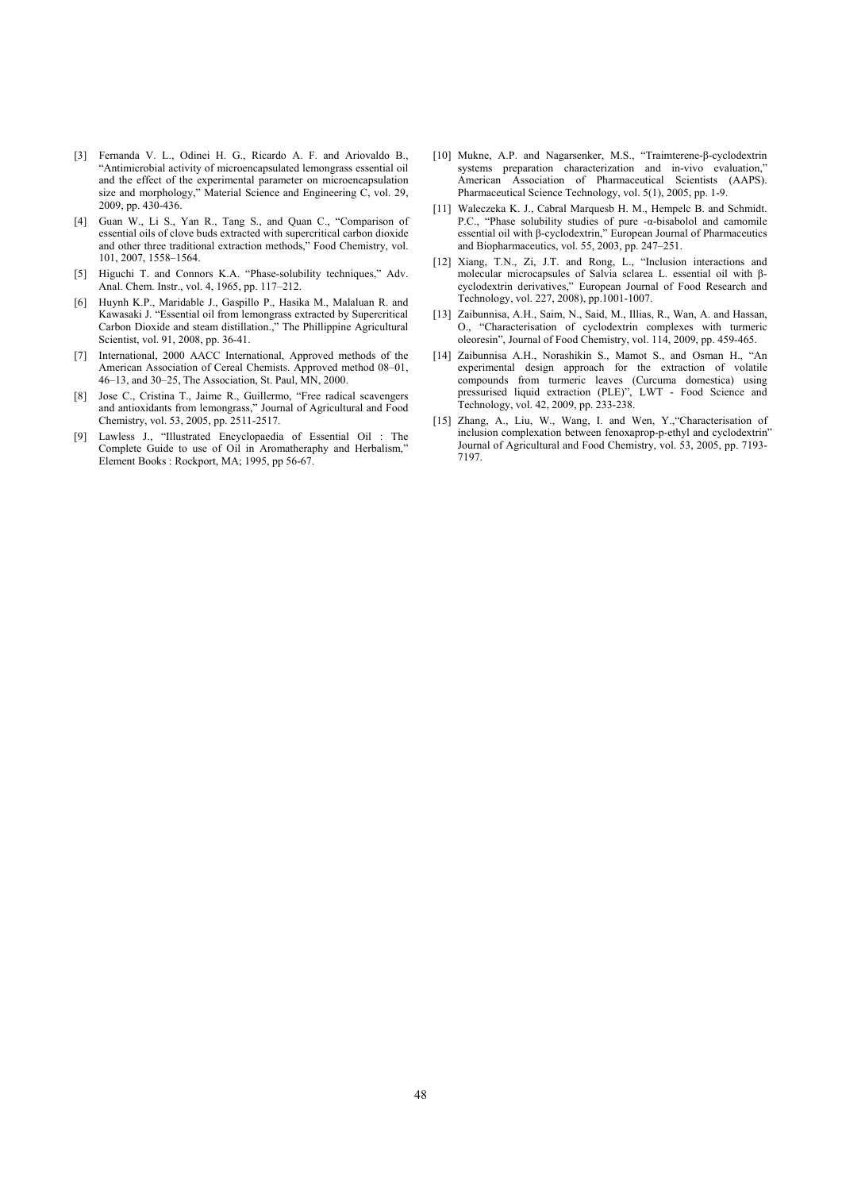[3] Fernanda V. L., Odinei H. G., Ricardo A. F. and Ariovaldo B., "Antimicrobial activity of microencapsulated lemongrass essential oil and the effect of the experimental parameter on microencapsulation size and morphology," Material Science and Engineering C, vol. 29, 2009, pp. 430-436.

[4] Guan W., Li S., Yan R., Tang S., and Quan C., "Comparison of essential oils of clove buds extracted with supercritical carbon dioxide and other three traditional extraction methods," Food Chemistry, vol. 101, 2007, 1558–1564.

[5] Higuchi T. and Connors K.A. "Phase-solubility techniques," Adv. Anal. Chem. Instr., vol. 4, 1965, pp. 117–212.

[6] Huynh K.P., Maridable J., Gaspillo P., Hasika M., Malaluan R. and Kawasaki J. "Essential oil from lemongrass extracted by Supercritical Carbon Dioxide and steam distillation.," The Phillippine Agricultural Scientist, vol. 91, 2008, pp. 36-41.

[7] International, 2000 AACC International, Approved methods of the American Association of Cereal Chemists. Approved method 08–01, 46–13, and 30–25, The Association, St. Paul, MN, 2000.

[8] Jose C., Cristina T., Jaime R., Guillermo, "Free radical scavengers and antioxidants from lemongrass," Journal of Agricultural and Food Chemistry, vol. 53, 2005, pp. 2511-2517.

[9] Lawless J., "Illustrated Encyclopaedia of Essential Oil : The Complete Guide to use of Oil in Aromatheraphy and Herbalism," Element Books : Rockport, MA; 1995, pp 56-67.

[10] Mukne, A.P. and Nagarsenker, M.S., "Traimterene-β-cyclodextrin systems preparation characterization and in-vivo evaluation," American Association of Pharmaceutical Scientists (AAPS). Pharmaceutical Science Technology, vol. 5(1), 2005, pp. 1-9.

[11] Waleczeka K. J., Cabral Marquesb H. M., Hempelc B. and Schmidt. P.C., "Phase solubility studies of pure -α-bisabolol and camomile essential oil with β-cyclodextrin," European Journal of Pharmaceutics and Biopharmaceutics, vol. 55, 2003, pp. 247–251.

[12] Xiang, T.N., Zi, J.T. and Rong, L., "Inclusion interactions and molecular microcapsules of Salvia sclarea L. essential oil with β-cyclodextrin derivatives," European Journal of Food Research and Technology, vol. 227, 2008), pp.1001-1007.

[13] Zaibunnisa, A.H., Saim, N., Said, M., Illias, R., Wan, A. and Hassan, O., "Characterisation of cyclodextrin complexes with turmeric oleoresin", Journal of Food Chemistry, vol. 114, 2009, pp. 459-465.

[14] Zaibunnisa A.H., Norashikin S., Mamot S., and Osman H., "An experimental design approach for the extraction of volatile compounds from turmeric leaves (Curcuma domestica) using pressurised liquid extraction (PLE)", LWT - Food Science and Technology, vol. 42, 2009, pp. 233-238.

[15] Zhang, A., Liu, W., Wang, I. and Wen, Y.,"Characterisation of inclusion complexation between fenoxaprop-p-ethyl and cyclodextrin" Journal of Agricultural and Food Chemistry, vol. 53, 2005, pp. 7193-7197.